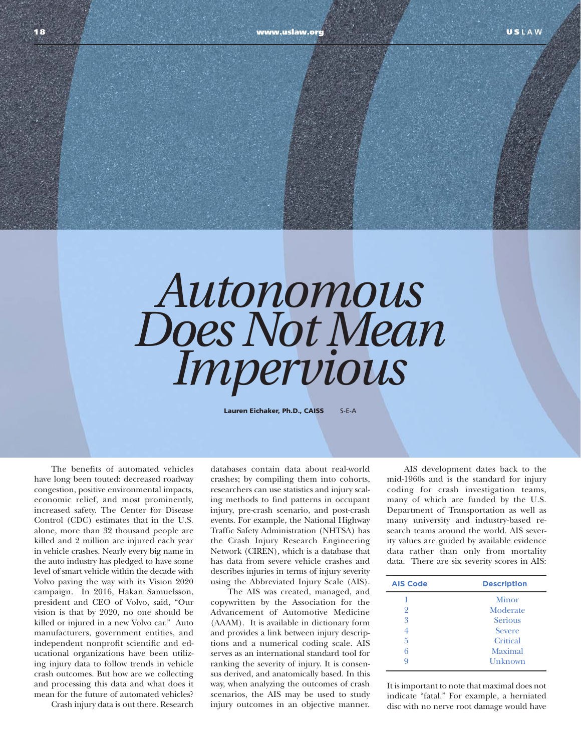# *Autonomous Does Not Mean Impervious*

**Lauren Eichaker, Ph.D., CAISS** S-E-A

The benefits of automated vehicles have long been touted: decreased roadway congestion, positive environmental impacts, economic relief, and most prominently, increased safety. The Center for Disease Control (CDC) estimates that in the U.S. alone, more than 32 thousand people are killed and 2 million are injured each year in vehicle crashes. Nearly every big name in the auto industry has pledged to have some level of smart vehicle within the decade with Volvo paving the way with its Vision 2020 campaign. In 2016, Hakan Samuelsson, president and CEO of Volvo, said, "Our vision is that by 2020, no one should be killed or injured in a new Volvo car." Auto manufacturers, government entities, and independent nonprofit scientific and educational organizations have been utilizing injury data to follow trends in vehicle crash outcomes. But how are we collecting and processing this data and what does it mean for the future of automated vehicles?

Crash injury data is out there. Research databases contain data about real-world crashes; by compiling them into cohorts, researchers can use statistics and injury scaling methods to find patterns in occupant injury, pre-crash scenario, and post-crash events. For example, the National Highway Traffic Safety Administration (NHTSA) has the Crash Injury Research Engineering Network (CIREN), which is a database that has data from severe vehicle crashes and describes injuries in terms of injury severity using the Abbreviated Injury Scale (AIS).

The AIS was created, managed, and copywritten by the Association for the Advancement of Automotive Medicine (AAAM). It is available in dictionary form and provides a link between injury descriptions and a numerical coding scale. AIS serves as an international standard tool for ranking the severity of injury. It is consensus derived, and anatomically based. In this way, when analyzing the outcomes of crash scenarios, the AIS may be used to study injury outcomes in an objective manner.

AIS development dates back to the mid-1960s and is the standard for injury coding for crash investigation teams, many of which are funded by the U.S. Department of Transportation as well as many university and industry-based research teams around the world. AIS severity values are guided by available evidence data rather than only from mortality data. There are six severity scores in AIS:

| AIS Code | Description |
|---|---|
| 1 | Minor |
| 2 | Moderate |
| 3 | Serious |
| 4 | Severe |
| 5 | Critical |
| 6 | Maximal |
| 9 | Unknown |

It is important to note that maximal does not indicate "fatal." For example, a herniated disc with no nerve root damage would have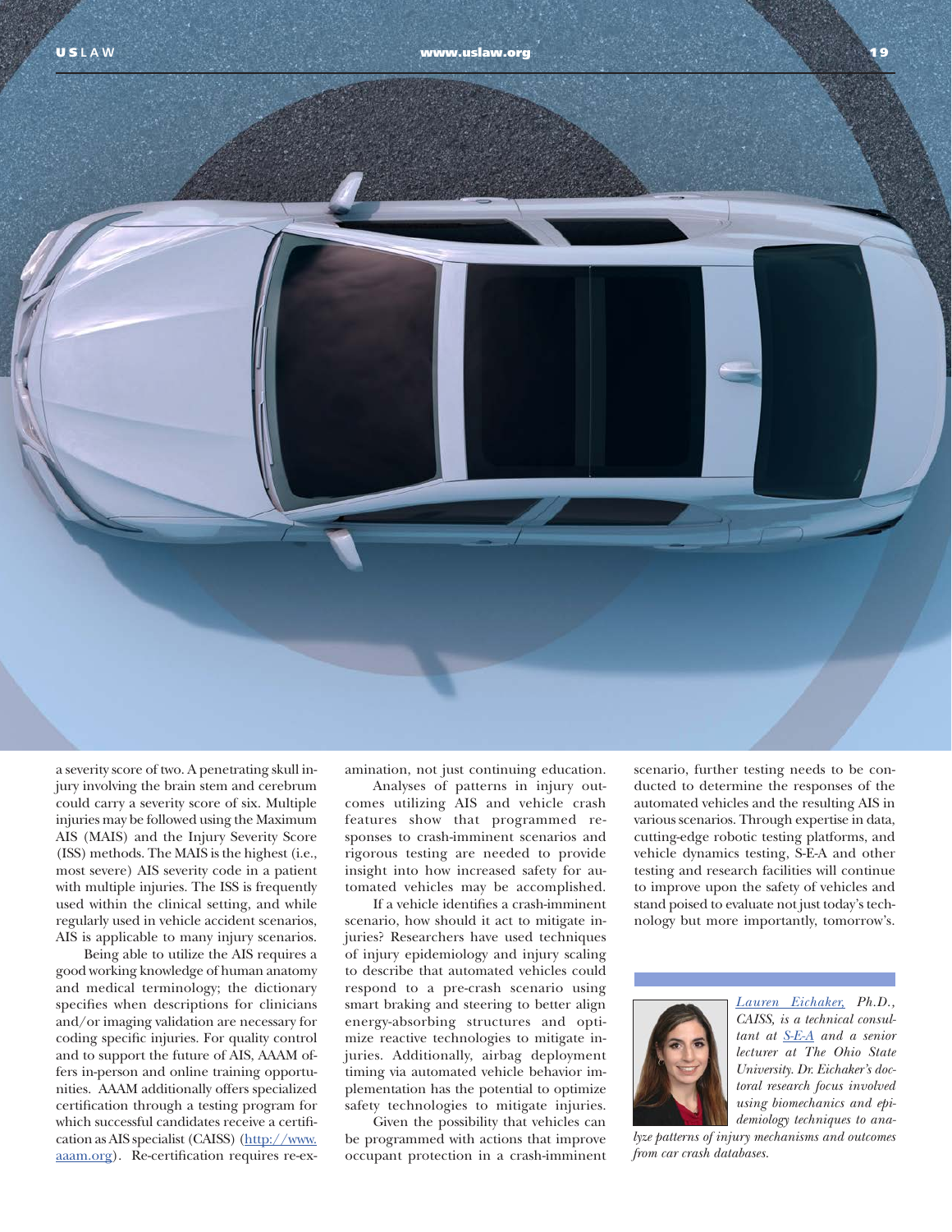a severity score of two. A penetrating skull injury involving the brain stem and cerebrum could carry a severity score of six. Multiple injuries may be followed using the Maximum AIS (MAIS) and the Injury Severity Score (ISS) methods. The MAIS is the highest (i.e., most severe) AIS severity code in a patient with multiple injuries. The ISS is frequently used within the clinical setting, and while regularly used in vehicle accident scenarios, AIS is applicable to many injury scenarios.

Being able to utilize the AIS requires a good working knowledge of human anatomy and medical terminology; the dictionary specifies when descriptions for clinicians and/or imaging validation are necessary for coding specific injuries. For quality control and to support the future of AIS, AAAM offers in-person and online training opportunities. AAAM additionally offers specialized certification through a testing program for which successful candidates receive a certification as AIS specialist (CAISS) (http://www.aaam.org). Re-certification requires re-examination, not just continuing education.

Analyses of patterns in injury outcomes utilizing AIS and vehicle crash features show that programmed responses to crash-imminent scenarios and rigorous testing are needed to provide insight into how increased safety for automated vehicles may be accomplished.

If a vehicle identifies a crash-imminent scenario, how should it act to mitigate injuries? Researchers have used techniques of injury epidemiology and injury scaling to describe that automated vehicles could respond to a pre-crash scenario using smart braking and steering to better align energy-absorbing structures and optimize reactive technologies to mitigate injuries. Additionally, airbag deployment timing via automated vehicle behavior implementation has the potential to optimize safety technologies to mitigate injuries.

Given the possibility that vehicles can be programmed with actions that improve occupant protection in a crash-imminent scenario, further testing needs to be conducted to determine the responses of the automated vehicles and the resulting AIS in various scenarios. Through expertise in data, cutting-edge robotic testing platforms, and vehicle dynamics testing, S-E-A and other testing and research facilities will continue to improve upon the safety of vehicles and stand poised to evaluate not just today's technology but more importantly, tomorrow's.

*Lauren Eichaker, Ph.D., CAISS, is a technical consultant at S-E-A and a senior lecturer at The Ohio State University. Dr. Eichaker's doctoral research focus involved using biomechanics and epidemiology techniques to analyze patterns of injury mechanisms and outcomes from car crash databases.*